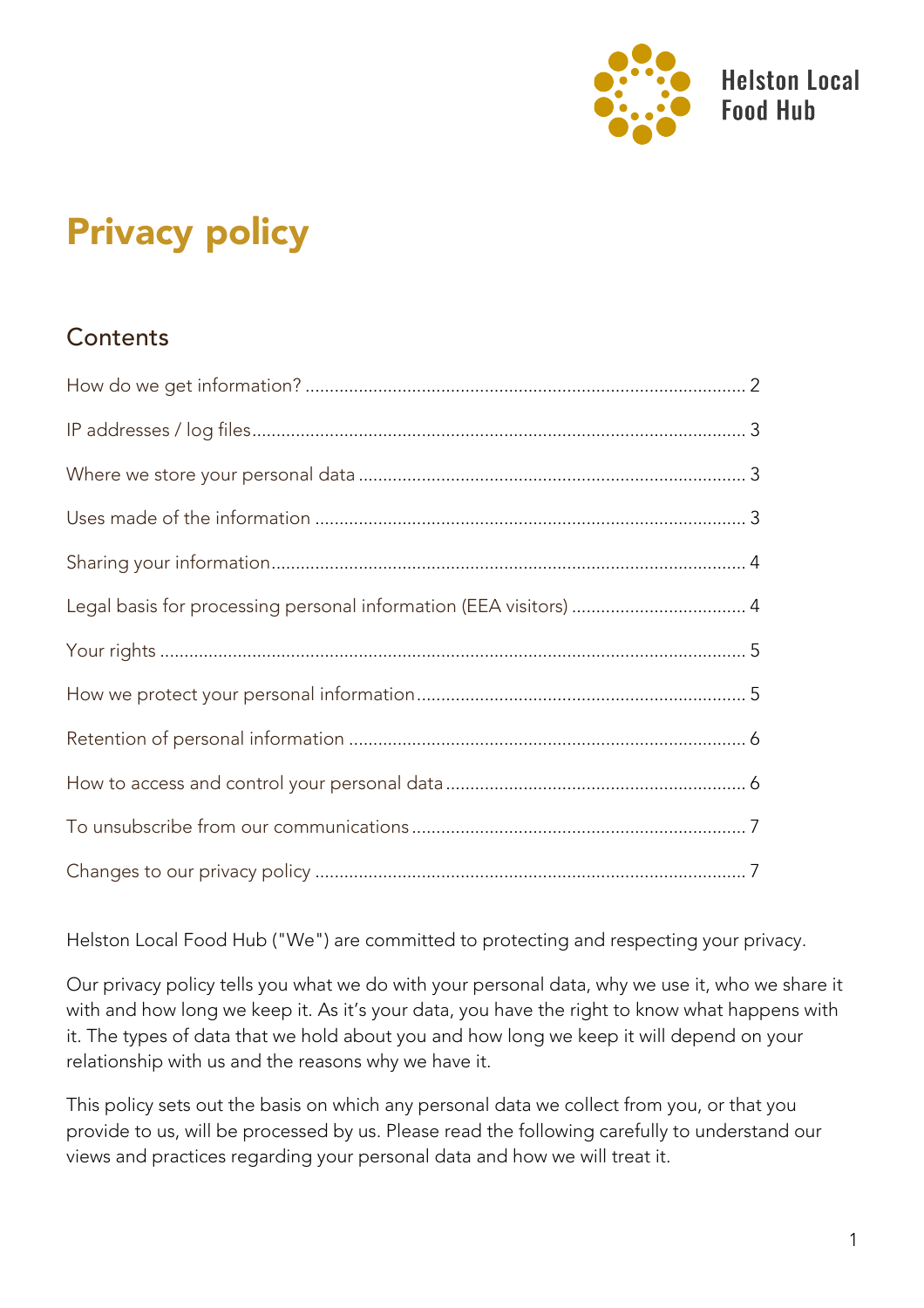Helston Local Food Hub

# Privacy policy

## Contents

How do we get information? ........................................................................................ 2

IP addresses / log files................................................................................................... 3

Where we store your personal data ............................................................................... 3

Uses made of the information ....................................................................................... 3

Sharing your information................................................................................................ 4

Legal basis for processing personal information (EEA visitors) ..................................... 4

Your rights ...................................................................................................................... 5

How we protect your personal information.................................................................. 5

Retention of personal information ................................................................................ 6

How to access and control your personal data ............................................................ 6

To unsubscribe from our communications .................................................................... 7

Changes to our privacy policy ....................................................................................... 7

Helston Local Food Hub ("We") are committed to protecting and respecting your privacy.

Our privacy policy tells you what we do with your personal data, why we use it, who we share it with and how long we keep it. As it's your data, you have the right to know what happens with it. The types of data that we hold about you and how long we keep it will depend on your relationship with us and the reasons why we have it.

This policy sets out the basis on which any personal data we collect from you, or that you provide to us, will be processed by us. Please read the following carefully to understand our views and practices regarding your personal data and how we will treat it.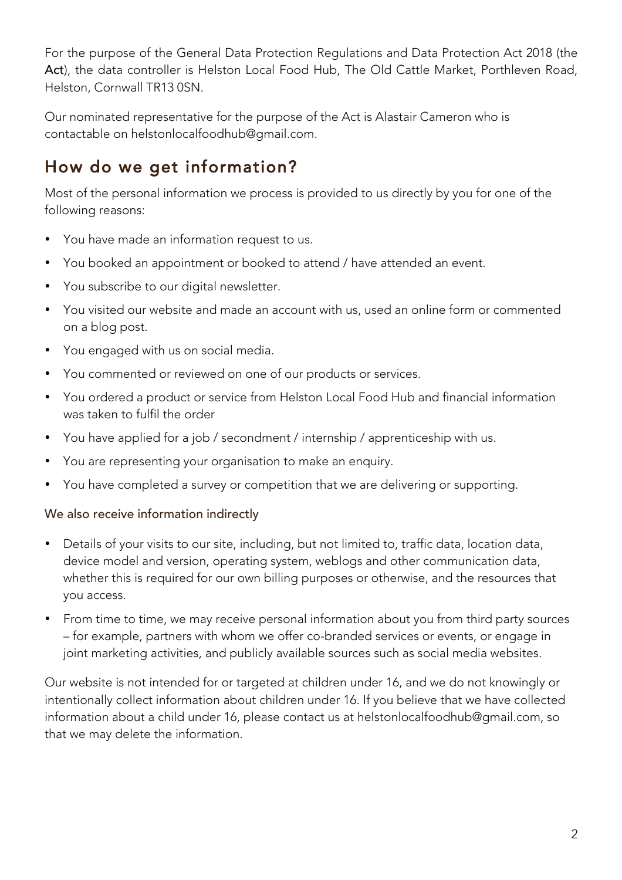For the purpose of the General Data Protection Regulations and Data Protection Act 2018 (the **Act**), the data controller is Helston Local Food Hub, The Old Cattle Market, Porthleven Road, Helston, Cornwall TR13 0SN.

Our nominated representative for the purpose of the Act is Alastair Cameron who is contactable on helstonlocalfoodhub@gmail.com.

## How do we get information?

Most of the personal information we process is provided to us directly by you for one of the following reasons:

- You have made an information request to us.
- You booked an appointment or booked to attend / have attended an event.
- You subscribe to our digital newsletter.
- You visited our website and made an account with us, used an online form or commented on a blog post.
- You engaged with us on social media.
- You commented or reviewed on one of our products or services.
- You ordered a product or service from Helston Local Food Hub and financial information was taken to fulfil the order
- You have applied for a job / secondment / internship / apprenticeship with us.
- You are representing your organisation to make an enquiry.
- You have completed a survey or competition that we are delivering or supporting.

### We also receive information indirectly

- Details of your visits to our site, including, but not limited to, traffic data, location data, device model and version, operating system, weblogs and other communication data, whether this is required for our own billing purposes or otherwise, and the resources that you access.
- From time to time, we may receive personal information about you from third party sources – for example, partners with whom we offer co-branded services or events, or engage in joint marketing activities, and publicly available sources such as social media websites.

Our website is not intended for or targeted at children under 16, and we do not knowingly or intentionally collect information about children under 16. If you believe that we have collected information about a child under 16, please contact us at helstonlocalfoodhub@gmail.com, so that we may delete the information.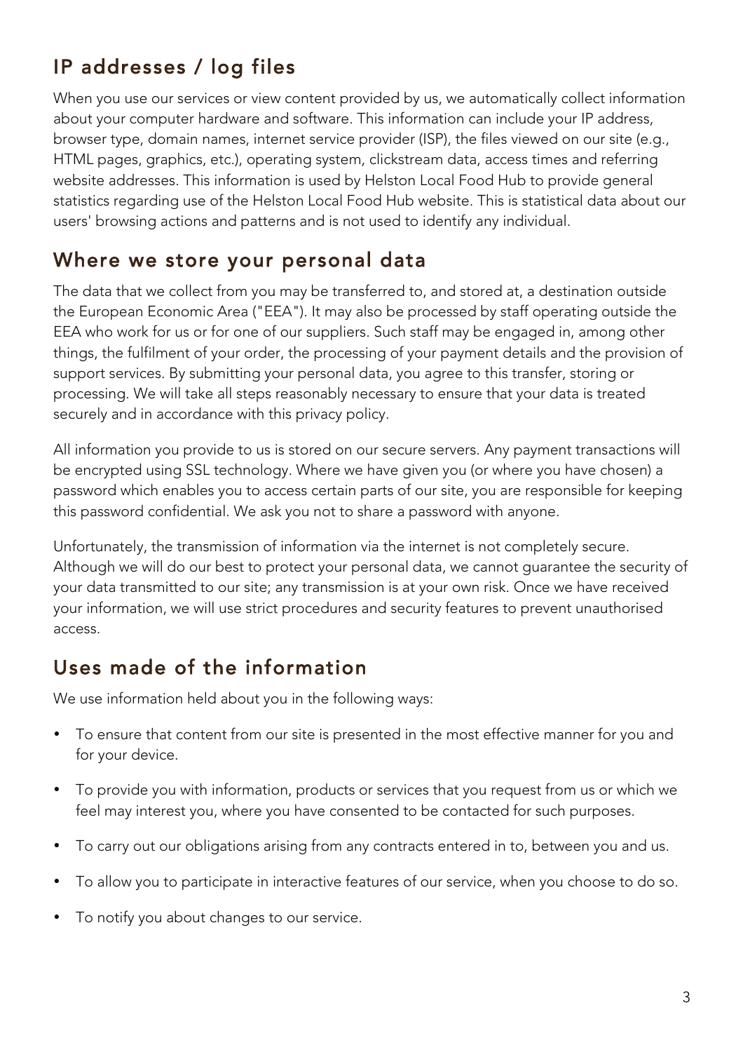## IP addresses / log files

When you use our services or view content provided by us, we automatically collect information about your computer hardware and software. This information can include your IP address, browser type, domain names, internet service provider (ISP), the files viewed on our site (e.g., HTML pages, graphics, etc.), operating system, clickstream data, access times and referring website addresses. This information is used by Helston Local Food Hub to provide general statistics regarding use of the Helston Local Food Hub website. This is statistical data about our users' browsing actions and patterns and is not used to identify any individual.

## Where we store your personal data

The data that we collect from you may be transferred to, and stored at, a destination outside the European Economic Area ("EEA"). It may also be processed by staff operating outside the EEA who work for us or for one of our suppliers. Such staff may be engaged in, among other things, the fulfilment of your order, the processing of your payment details and the provision of support services. By submitting your personal data, you agree to this transfer, storing or processing. We will take all steps reasonably necessary to ensure that your data is treated securely and in accordance with this privacy policy.

All information you provide to us is stored on our secure servers. Any payment transactions will be encrypted using SSL technology. Where we have given you (or where you have chosen) a password which enables you to access certain parts of our site, you are responsible for keeping this password confidential. We ask you not to share a password with anyone.

Unfortunately, the transmission of information via the internet is not completely secure. Although we will do our best to protect your personal data, we cannot guarantee the security of your data transmitted to our site; any transmission is at your own risk. Once we have received your information, we will use strict procedures and security features to prevent unauthorised access.

## Uses made of the information

We use information held about you in the following ways:

- To ensure that content from our site is presented in the most effective manner for you and for your device.
- To provide you with information, products or services that you request from us or which we feel may interest you, where you have consented to be contacted for such purposes.
- To carry out our obligations arising from any contracts entered in to, between you and us.
- To allow you to participate in interactive features of our service, when you choose to do so.
- To notify you about changes to our service.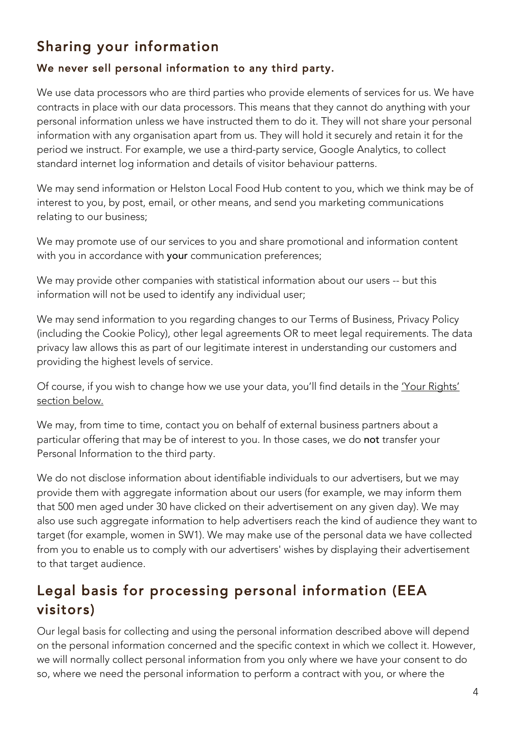## Sharing your information

### We never sell personal information to any third party.

We use data processors who are third parties who provide elements of services for us. We have contracts in place with our data processors. This means that they cannot do anything with your personal information unless we have instructed them to do it. They will not share your personal information with any organisation apart from us. They will hold it securely and retain it for the period we instruct. For example, we use a third-party service, Google Analytics, to collect standard internet log information and details of visitor behaviour patterns.

We may send information or Helston Local Food Hub content to you, which we think may be of interest to you, by post, email, or other means, and send you marketing communications relating to our business;

We may promote use of our services to you and share promotional and information content with you in accordance with **your** communication preferences;

We may provide other companies with statistical information about our users -- but this information will not be used to identify any individual user;

We may send information to you regarding changes to our Terms of Business, Privacy Policy (including the Cookie Policy), other legal agreements OR to meet legal requirements. The data privacy law allows this as part of our legitimate interest in understanding our customers and providing the highest levels of service.

Of course, if you wish to change how we use your data, you'll find details in the 'Your Rights' section below.

We may, from time to time, contact you on behalf of external business partners about a particular offering that may be of interest to you. In those cases, we do **not** transfer your Personal Information to the third party.

We do not disclose information about identifiable individuals to our advertisers, but we may provide them with aggregate information about our users (for example, we may inform them that 500 men aged under 30 have clicked on their advertisement on any given day). We may also use such aggregate information to help advertisers reach the kind of audience they want to target (for example, women in SW1). We may make use of the personal data we have collected from you to enable us to comply with our advertisers' wishes by displaying their advertisement to that target audience.

## Legal basis for processing personal information (EEA visitors)

Our legal basis for collecting and using the personal information described above will depend on the personal information concerned and the specific context in which we collect it. However, we will normally collect personal information from you only where we have your consent to do so, where we need the personal information to perform a contract with you, or where the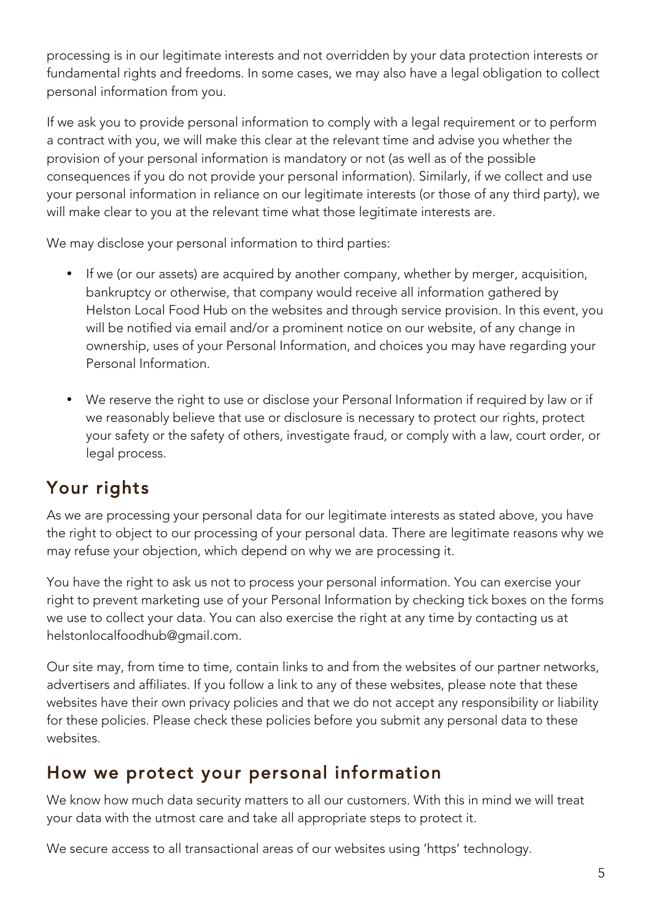processing is in our legitimate interests and not overridden by your data protection interests or fundamental rights and freedoms. In some cases, we may also have a legal obligation to collect personal information from you.

If we ask you to provide personal information to comply with a legal requirement or to perform a contract with you, we will make this clear at the relevant time and advise you whether the provision of your personal information is mandatory or not (as well as of the possible consequences if you do not provide your personal information). Similarly, if we collect and use your personal information in reliance on our legitimate interests (or those of any third party), we will make clear to you at the relevant time what those legitimate interests are.

We may disclose your personal information to third parties:

- If we (or our assets) are acquired by another company, whether by merger, acquisition, bankruptcy or otherwise, that company would receive all information gathered by Helston Local Food Hub on the websites and through service provision. In this event, you will be notified via email and/or a prominent notice on our website, of any change in ownership, uses of your Personal Information, and choices you may have regarding your Personal Information.
- We reserve the right to use or disclose your Personal Information if required by law or if we reasonably believe that use or disclosure is necessary to protect our rights, protect your safety or the safety of others, investigate fraud, or comply with a law, court order, or legal process.

## Your rights

As we are processing your personal data for our legitimate interests as stated above, you have the right to object to our processing of your personal data. There are legitimate reasons why we may refuse your objection, which depend on why we are processing it.

You have the right to ask us not to process your personal information. You can exercise your right to prevent marketing use of your Personal Information by checking tick boxes on the forms we use to collect your data. You can also exercise the right at any time by contacting us at helstonlocalfoodhub@gmail.com.

Our site may, from time to time, contain links to and from the websites of our partner networks, advertisers and affiliates. If you follow a link to any of these websites, please note that these websites have their own privacy policies and that we do not accept any responsibility or liability for these policies. Please check these policies before you submit any personal data to these websites.

## How we protect your personal information

We know how much data security matters to all our customers. With this in mind we will treat your data with the utmost care and take all appropriate steps to protect it.

We secure access to all transactional areas of our websites using 'https' technology.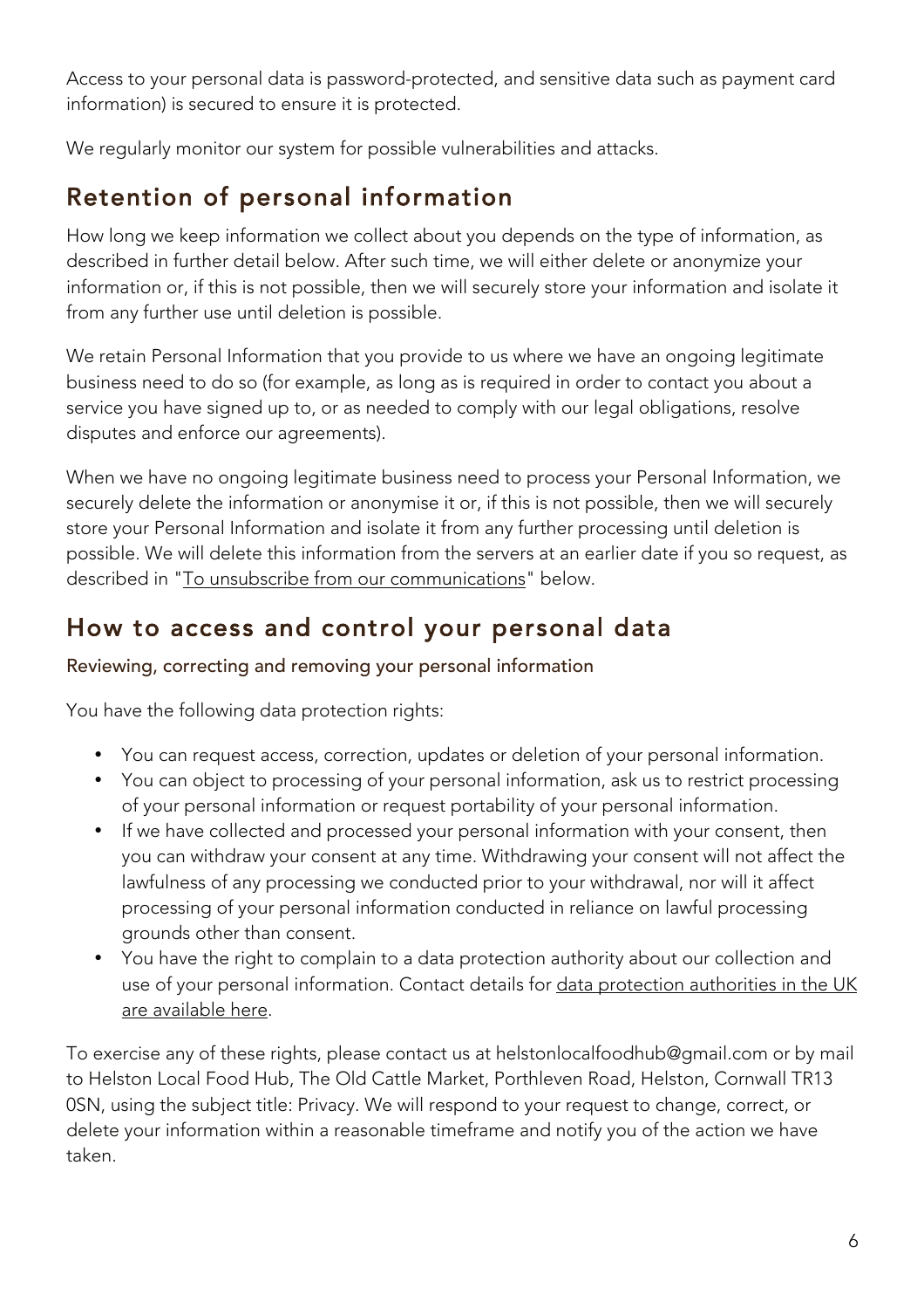Access to your personal data is password-protected, and sensitive data such as payment card information) is secured to ensure it is protected.

We regularly monitor our system for possible vulnerabilities and attacks.

## Retention of personal information

How long we keep information we collect about you depends on the type of information, as described in further detail below. After such time, we will either delete or anonymize your information or, if this is not possible, then we will securely store your information and isolate it from any further use until deletion is possible.

We retain Personal Information that you provide to us where we have an ongoing legitimate business need to do so (for example, as long as is required in order to contact you about a service you have signed up to, or as needed to comply with our legal obligations, resolve disputes and enforce our agreements).

When we have no ongoing legitimate business need to process your Personal Information, we securely delete the information or anonymise it or, if this is not possible, then we will securely store your Personal Information and isolate it from any further processing until deletion is possible. We will delete this information from the servers at an earlier date if you so request, as described in "To unsubscribe from our communications" below.

## How to access and control your personal data

### Reviewing, correcting and removing your personal information

You have the following data protection rights:

- You can request access, correction, updates or deletion of your personal information.
- You can object to processing of your personal information, ask us to restrict processing of your personal information or request portability of your personal information.
- If we have collected and processed your personal information with your consent, then you can withdraw your consent at any time. Withdrawing your consent will not affect the lawfulness of any processing we conducted prior to your withdrawal, nor will it affect processing of your personal information conducted in reliance on lawful processing grounds other than consent.
- You have the right to complain to a data protection authority about our collection and use of your personal information. Contact details for data protection authorities in the UK are available here.

To exercise any of these rights, please contact us at helstonlocalfoodhub@gmail.com or by mail to Helston Local Food Hub, The Old Cattle Market, Porthleven Road, Helston, Cornwall TR13 0SN, using the subject title: Privacy. We will respond to your request to change, correct, or delete your information within a reasonable timeframe and notify you of the action we have taken.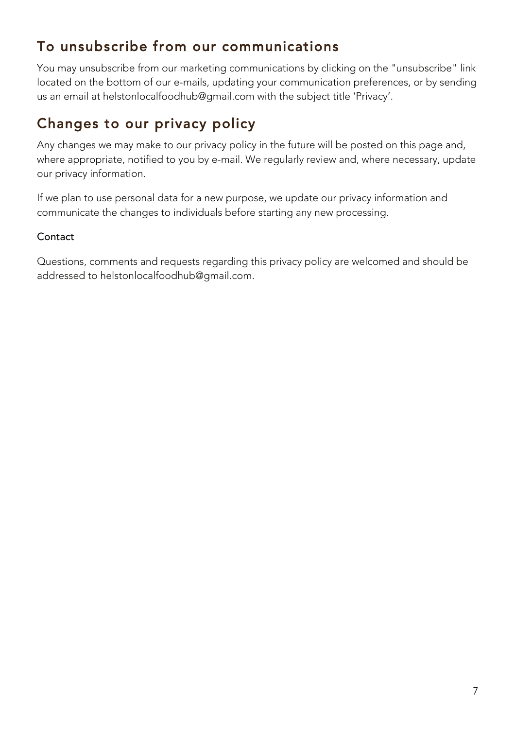## To unsubscribe from our communications

You may unsubscribe from our marketing communications by clicking on the "unsubscribe" link located on the bottom of our e-mails, updating your communication preferences, or by sending us an email at helstonlocalfoodhub@gmail.com with the subject title 'Privacy'.

## Changes to our privacy policy

Any changes we may make to our privacy policy in the future will be posted on this page and, where appropriate, notified to you by e-mail. We regularly review and, where necessary, update our privacy information.

If we plan to use personal data for a new purpose, we update our privacy information and communicate the changes to individuals before starting any new processing.

### Contact

Questions, comments and requests regarding this privacy policy are welcomed and should be addressed to helstonlocalfoodhub@gmail.com.